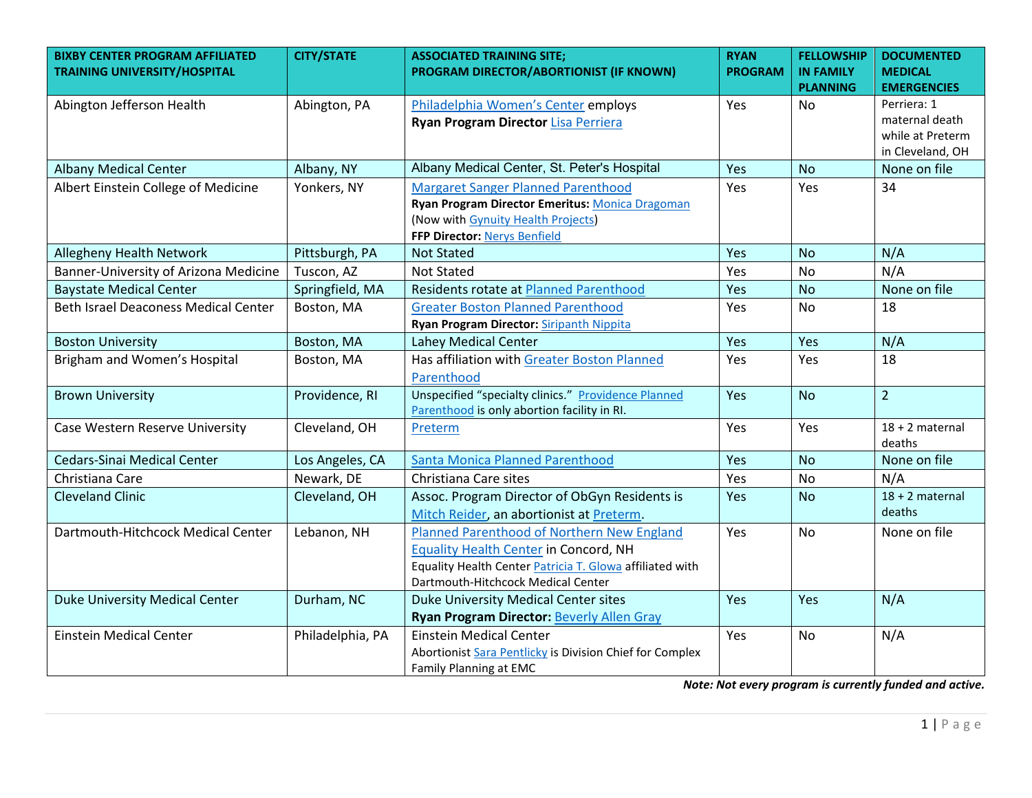| BIXBY CENTER PROGRAM AFFILIATED TRAINING UNIVERSITY/HOSPITAL | CITY/STATE | ASSOCIATED TRAINING SITE; PROGRAM DIRECTOR/ABORTIONIST (IF KNOWN) | RYAN PROGRAM | FELLOWSHIP IN FAMILY PLANNING | DOCUMENTED MEDICAL EMERGENCIES |
|---|---|---|---|---|---|
| Abington Jefferson Health | Abington, PA | Philadelphia Women's Center employs **Ryan Program Director** Lisa Perriera | Yes | No | Perriera: 1 maternal death while at Preterm in Cleveland, OH |
| Albany Medical Center | Albany, NY | Albany Medical Center, St. Peter's Hospital | Yes | No | None on file |
| Albert Einstein College of Medicine | Yonkers, NY | Margaret Sanger Planned Parenthood **Ryan Program Director Emeritus:** Monica Dragoman (Now with Gynuity Health Projects) **FFP Director:** Nerys Benfield | Yes | Yes | 34 |
| Allegheny Health Network | Pittsburgh, PA | Not Stated | Yes | No | N/A |
| Banner-University of Arizona Medicine | Tuscon, AZ | Not Stated | Yes | No | N/A |
| Baystate Medical Center | Springfield, MA | Residents rotate at Planned Parenthood | Yes | No | None on file |
| Beth Israel Deaconess Medical Center | Boston, MA | Greater Boston Planned Parenthood **Ryan Program Director:** Siripanth Nippita | Yes | No | 18 |
| Boston University | Boston, MA | Lahey Medical Center | Yes | Yes | N/A |
| Brigham and Women's Hospital | Boston, MA | Has affiliation with Greater Boston Planned Parenthood | Yes | Yes | 18 |
| Brown University | Providence, RI | Unspecified "specialty clinics." Providence Planned Parenthood is only abortion facility in RI. | Yes | No | 2 |
| Case Western Reserve University | Cleveland, OH | Preterm | Yes | Yes | 18 + 2 maternal deaths |
| Cedars-Sinai Medical Center | Los Angeles, CA | Santa Monica Planned Parenthood | Yes | No | None on file |
| Christiana Care | Newark, DE | Christiana Care sites | Yes | No | N/A |
| Cleveland Clinic | Cleveland, OH | Assoc. Program Director of ObGyn Residents is Mitch Reider, an abortionist at Preterm. | Yes | No | 18 + 2 maternal deaths |
| Dartmouth-Hitchcock Medical Center | Lebanon, NH | Planned Parenthood of Northern New England Equality Health Center in Concord, NH Equality Health Center Patricia T. Glowa affiliated with Dartmouth-Hitchcock Medical Center | Yes | No | None on file |
| Duke University Medical Center | Durham, NC | Duke University Medical Center sites **Ryan Program Director:** Beverly Allen Gray | Yes | Yes | N/A |
| Einstein Medical Center | Philadelphia, PA | Einstein Medical Center Abortionist Sara Pentlicky is Division Chief for Complex Family Planning at EMC | Yes | No | N/A |

***Note: Not every program is currently funded and active.***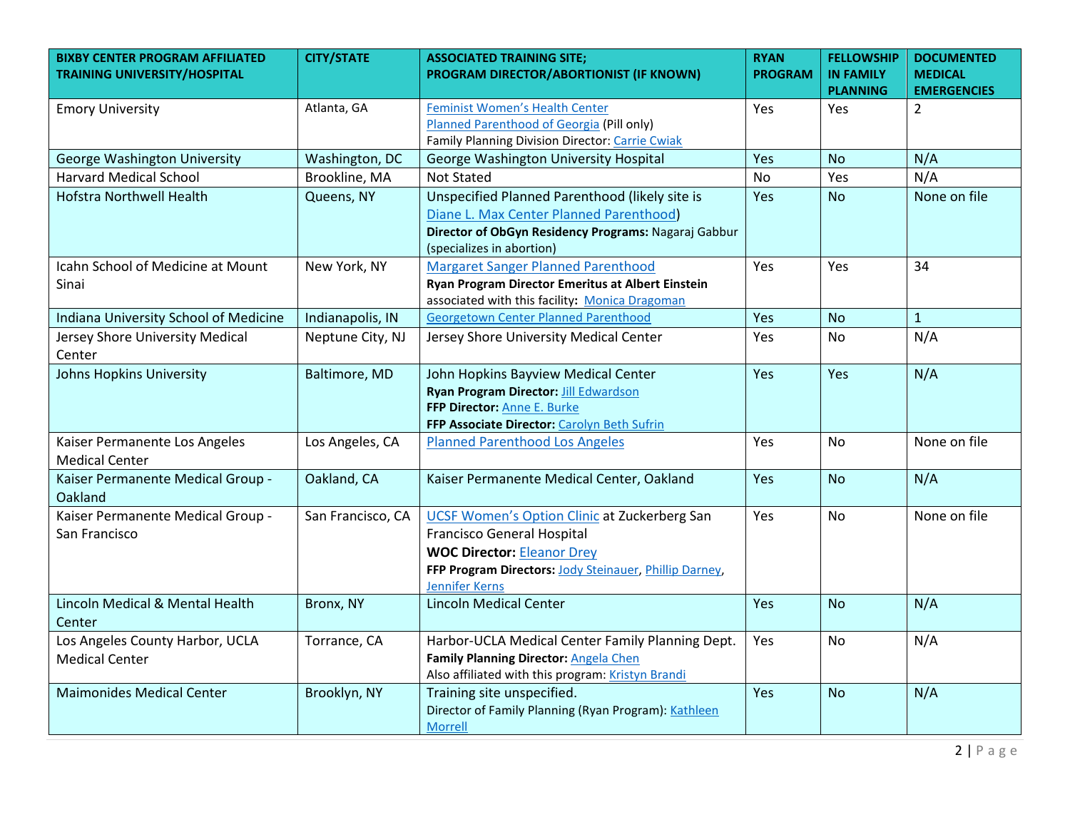| BIXBY CENTER PROGRAM AFFILIATED TRAINING UNIVERSITY/HOSPITAL | CITY/STATE | ASSOCIATED TRAINING SITE; PROGRAM DIRECTOR/ABORTIONIST (IF KNOWN) | RYAN PROGRAM | FELLOWSHIP IN FAMILY PLANNING | DOCUMENTED MEDICAL EMERGENCIES |
|---|---|---|---|---|---|
| Emory University | Atlanta, GA | Feminist Women's Health Center<br>Planned Parenthood of Georgia (Pill only)<br>Family Planning Division Director: Carrie Cwiak | Yes | Yes | 2 |
| George Washington University | Washington, DC | George Washington University Hospital | Yes | No | N/A |
| Harvard Medical School | Brookline, MA | Not Stated | No | Yes | N/A |
| Hofstra Northwell Health | Queens, NY | Unspecified Planned Parenthood (likely site is Diane L. Max Center Planned Parenthood)<br>**Director of ObGyn Residency Programs:** Nagaraj Gabbur (specializes in abortion) | Yes | No | None on file |
| Icahn School of Medicine at Mount Sinai | New York, NY | Margaret Sanger Planned Parenthood<br>**Ryan Program Director Emeritus at Albert Einstein** associated with this facility**:** Monica Dragoman | Yes | Yes | 34 |
| Indiana University School of Medicine | Indianapolis, IN | Georgetown Center Planned Parenthood | Yes | No | 1 |
| Jersey Shore University Medical Center | Neptune City, NJ | Jersey Shore University Medical Center | Yes | No | N/A |
| Johns Hopkins University | Baltimore, MD | John Hopkins Bayview Medical Center<br>**Ryan Program Director:** Jill Edwardson<br>**FFP Director:** Anne E. Burke<br>**FFP Associate Director:** Carolyn Beth Sufrin | Yes | Yes | N/A |
| Kaiser Permanente Los Angeles Medical Center | Los Angeles, CA | Planned Parenthood Los Angeles | Yes | No | None on file |
| Kaiser Permanente Medical Group - Oakland | Oakland, CA | Kaiser Permanente Medical Center, Oakland | Yes | No | N/A |
| Kaiser Permanente Medical Group - San Francisco | San Francisco, CA | UCSF Women's Option Clinic at Zuckerberg San Francisco General Hospital<br>**WOC Director:** Eleanor Drey<br>**FFP Program Directors:** Jody Steinauer, Phillip Darney, Jennifer Kerns | Yes | No | None on file |
| Lincoln Medical & Mental Health Center | Bronx, NY | Lincoln Medical Center | Yes | No | N/A |
| Los Angeles County Harbor, UCLA Medical Center | Torrance, CA | Harbor-UCLA Medical Center Family Planning Dept.<br>**Family Planning Director:** Angela Chen<br>Also affiliated with this program: Kristyn Brandi | Yes | No | N/A |
| Maimonides Medical Center | Brooklyn, NY | Training site unspecified.<br>Director of Family Planning (Ryan Program): Kathleen Morrell | Yes | No | N/A |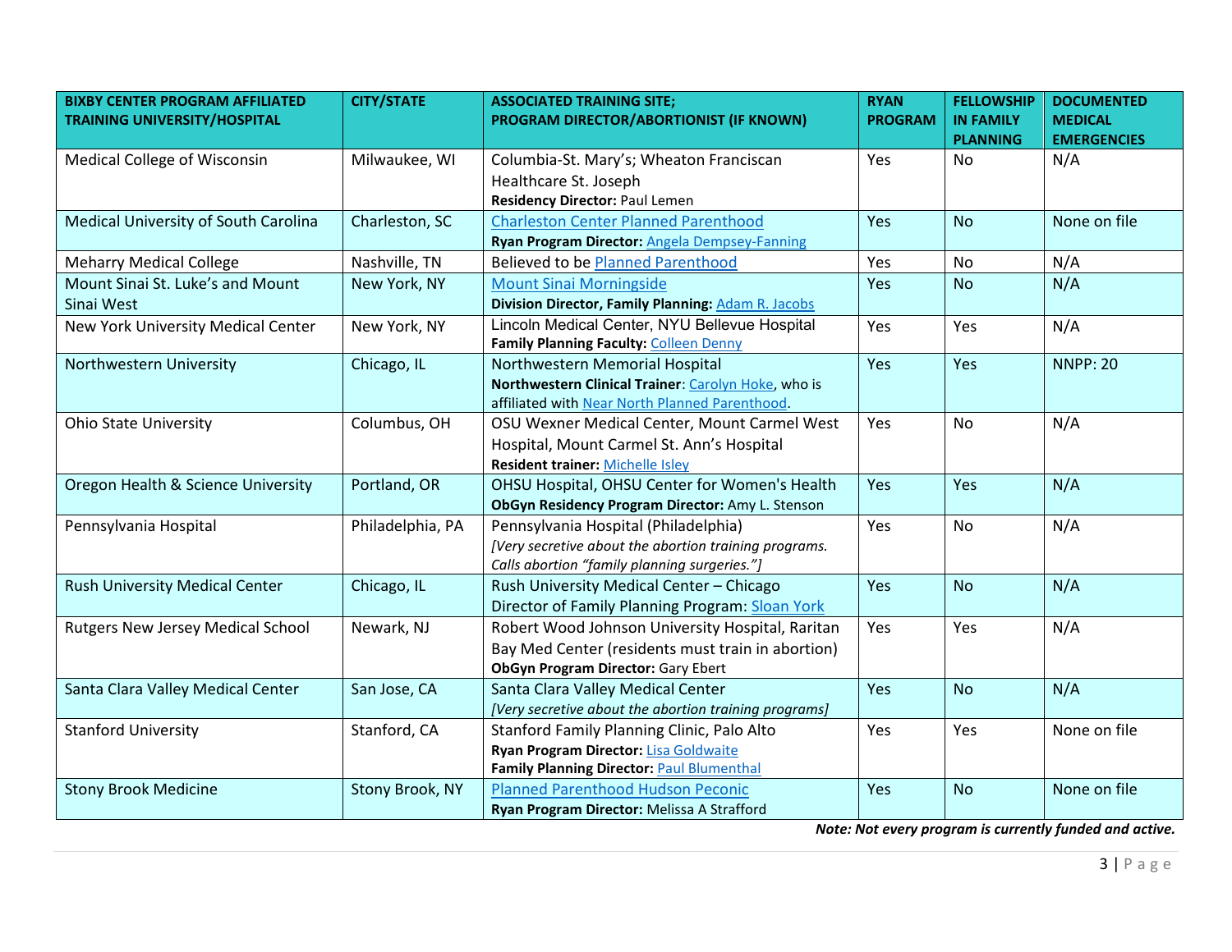| BIXBY CENTER PROGRAM AFFILIATED TRAINING UNIVERSITY/HOSPITAL | CITY/STATE | ASSOCIATED TRAINING SITE; PROGRAM DIRECTOR/ABORTIONIST (IF KNOWN) | RYAN PROGRAM | FELLOWSHIP IN FAMILY PLANNING | DOCUMENTED MEDICAL EMERGENCIES |
|---|---|---|---|---|---|
| Medical College of Wisconsin | Milwaukee, WI | Columbia-St. Mary's; Wheaton Franciscan Healthcare St. Joseph **Residency Director:** Paul Lemen | Yes | No | N/A |
| Medical University of South Carolina | Charleston, SC | Charleston Center Planned Parenthood **Ryan Program Director:** Angela Dempsey-Fanning | Yes | No | None on file |
| Meharry Medical College | Nashville, TN | Believed to be Planned Parenthood | Yes | No | N/A |
| Mount Sinai St. Luke's and Mount Sinai West | New York, NY | Mount Sinai Morningside **Division Director, Family Planning:** Adam R. Jacobs | Yes | No | N/A |
| New York University Medical Center | New York, NY | Lincoln Medical Center, NYU Bellevue Hospital **Family Planning Faculty:** Colleen Denny | Yes | Yes | N/A |
| Northwestern University | Chicago, IL | Northwestern Memorial Hospital **Northwestern Clinical Trainer**: Carolyn Hoke, who is affiliated with Near North Planned Parenthood. | Yes | Yes | NNPP: 20 |
| Ohio State University | Columbus, OH | OSU Wexner Medical Center, Mount Carmel West Hospital, Mount Carmel St. Ann's Hospital **Resident trainer:** Michelle Isley | Yes | No | N/A |
| Oregon Health & Science University | Portland, OR | OHSU Hospital, OHSU Center for Women's Health **ObGyn Residency Program Director:** Amy L. Stenson | Yes | Yes | N/A |
| Pennsylvania Hospital | Philadelphia, PA | Pennsylvania Hospital (Philadelphia) *[Very secretive about the abortion training programs. Calls abortion "family planning surgeries."]* | Yes | No | N/A |
| Rush University Medical Center | Chicago, IL | Rush University Medical Center – Chicago Director of Family Planning Program: Sloan York | Yes | No | N/A |
| Rutgers New Jersey Medical School | Newark, NJ | Robert Wood Johnson University Hospital, Raritan Bay Med Center (residents must train in abortion) **ObGyn Program Director:** Gary Ebert | Yes | Yes | N/A |
| Santa Clara Valley Medical Center | San Jose, CA | Santa Clara Valley Medical Center *[Very secretive about the abortion training programs]* | Yes | No | N/A |
| Stanford University | Stanford, CA | Stanford Family Planning Clinic, Palo Alto **Ryan Program Director:** Lisa Goldwaite **Family Planning Director:** Paul Blumenthal | Yes | Yes | None on file |
| Stony Brook Medicine | Stony Brook, NY | Planned Parenthood Hudson Peconic **Ryan Program Director:** Melissa A Strafford | Yes | No | None on file |

***Note: Not every program is currently funded and active.***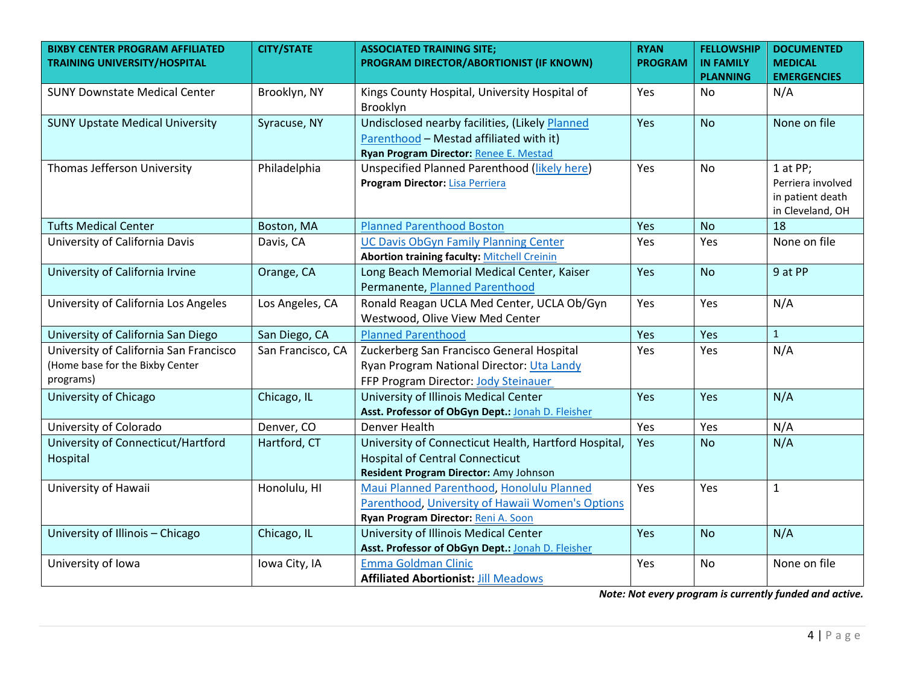| BIXBY CENTER PROGRAM AFFILIATED TRAINING UNIVERSITY/HOSPITAL | CITY/STATE | ASSOCIATED TRAINING SITE; PROGRAM DIRECTOR/ABORTIONIST (IF KNOWN) | RYAN PROGRAM | FELLOWSHIP IN FAMILY PLANNING | DOCUMENTED MEDICAL EMERGENCIES |
|---|---|---|---|---|---|
| SUNY Downstate Medical Center | Brooklyn, NY | Kings County Hospital, University Hospital of Brooklyn | Yes | No | N/A |
| SUNY Upstate Medical University | Syracuse, NY | Undisclosed nearby facilities, (Likely Planned Parenthood – Mestad affiliated with it) **Ryan Program Director:** Renee E. Mestad | Yes | No | None on file |
| Thomas Jefferson University | Philadelphia | Unspecified Planned Parenthood (likely here) **Program Director:** Lisa Perriera | Yes | No | 1 at PP; Perriera involved in patient death in Cleveland, OH |
| Tufts Medical Center | Boston, MA | Planned Parenthood Boston | Yes | No | 18 |
| University of California Davis | Davis, CA | UC Davis ObGyn Family Planning Center **Abortion training faculty:** Mitchell Creinin | Yes | Yes | None on file |
| University of California Irvine | Orange, CA | Long Beach Memorial Medical Center, Kaiser Permanente, Planned Parenthood | Yes | No | 9 at PP |
| University of California Los Angeles | Los Angeles, CA | Ronald Reagan UCLA Med Center, UCLA Ob/Gyn Westwood, Olive View Med Center | Yes | Yes | N/A |
| University of California San Diego | San Diego, CA | Planned Parenthood | Yes | Yes | 1 |
| University of California San Francisco (Home base for the Bixby Center programs) | San Francisco, CA | Zuckerberg San Francisco General Hospital Ryan Program National Director: Uta Landy FFP Program Director: Jody Steinauer | Yes | Yes | N/A |
| University of Chicago | Chicago, IL | University of Illinois Medical Center **Asst. Professor of ObGyn Dept.:** Jonah D. Fleisher | Yes | Yes | N/A |
| University of Colorado | Denver, CO | Denver Health | Yes | Yes | N/A |
| University of Connecticut/Hartford Hospital | Hartford, CT | University of Connecticut Health, Hartford Hospital, Hospital of Central Connecticut **Resident Program Director:** Amy Johnson | Yes | No | N/A |
| University of Hawaii | Honolulu, HI | Maui Planned Parenthood, Honolulu Planned Parenthood, University of Hawaii Women's Options **Ryan Program Director:** Reni A. Soon | Yes | Yes | 1 |
| University of Illinois – Chicago | Chicago, IL | University of Illinois Medical Center **Asst. Professor of ObGyn Dept.:** Jonah D. Fleisher | Yes | No | N/A |
| University of Iowa | Iowa City, IA | Emma Goldman Clinic **Affiliated Abortionist:** Jill Meadows | Yes | No | None on file |

***Note: Not every program is currently funded and active.***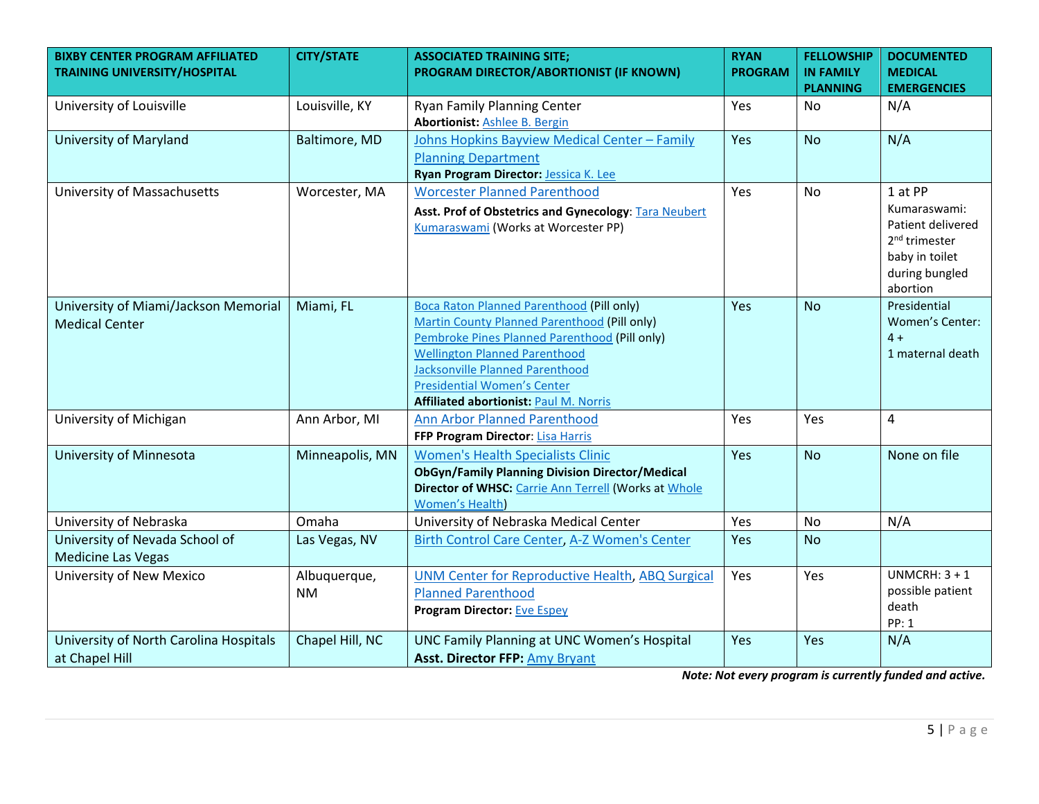| BIXBY CENTER PROGRAM AFFILIATED TRAINING UNIVERSITY/HOSPITAL | CITY/STATE | ASSOCIATED TRAINING SITE; PROGRAM DIRECTOR/ABORTIONIST (IF KNOWN) | RYAN PROGRAM | FELLOWSHIP IN FAMILY PLANNING | DOCUMENTED MEDICAL EMERGENCIES |
|---|---|---|---|---|---|
| University of Louisville | Louisville, KY | Ryan Family Planning Center<br>**Abortionist:** Ashlee B. Bergin | Yes | No | N/A |
| University of Maryland | Baltimore, MD | Johns Hopkins Bayview Medical Center – Family Planning Department<br>**Ryan Program Director:** Jessica K. Lee | Yes | No | N/A |
| University of Massachusetts | Worcester, MA | Worcester Planned Parenthood<br>**Asst. Prof of Obstetrics and Gynecology**: Tara Neubert Kumaraswami (Works at Worcester PP) | Yes | No | 1 at PP<br>Kumaraswami: Patient delivered 2nd trimester baby in toilet during bungled abortion |
| University of Miami/Jackson Memorial Medical Center | Miami, FL | Boca Raton Planned Parenthood (Pill only)<br>Martin County Planned Parenthood (Pill only)<br>Pembroke Pines Planned Parenthood (Pill only)<br>Wellington Planned Parenthood<br>Jacksonville Planned Parenthood<br>Presidential Women's Center<br>**Affiliated abortionist:** Paul M. Norris | Yes | No | Presidential Women's Center: 4 +<br>1 maternal death |
| University of Michigan | Ann Arbor, MI | Ann Arbor Planned Parenthood<br>**FFP Program Director**: Lisa Harris | Yes | Yes | 4 |
| University of Minnesota | Minneapolis, MN | Women's Health Specialists Clinic<br>**ObGyn/Family Planning Division Director/Medical Director of WHSC:** Carrie Ann Terrell (Works at Whole Women's Health) | Yes | No | None on file |
| University of Nebraska | Omaha | University of Nebraska Medical Center | Yes | No | N/A |
| University of Nevada School of Medicine Las Vegas | Las Vegas, NV | Birth Control Care Center, A-Z Women's Center | Yes | No | |
| University of New Mexico | Albuquerque, NM | UNM Center for Reproductive Health, ABQ Surgical Planned Parenthood<br>**Program Director:** Eve Espey | Yes | Yes | UNMCRH: 3 + 1 possible patient death<br>PP: 1 |
| University of North Carolina Hospitals at Chapel Hill | Chapel Hill, NC | UNC Family Planning at UNC Women's Hospital<br>**Asst. Director FFP:** Amy Bryant | Yes | Yes | N/A |

***Note: Not every program is currently funded and active.***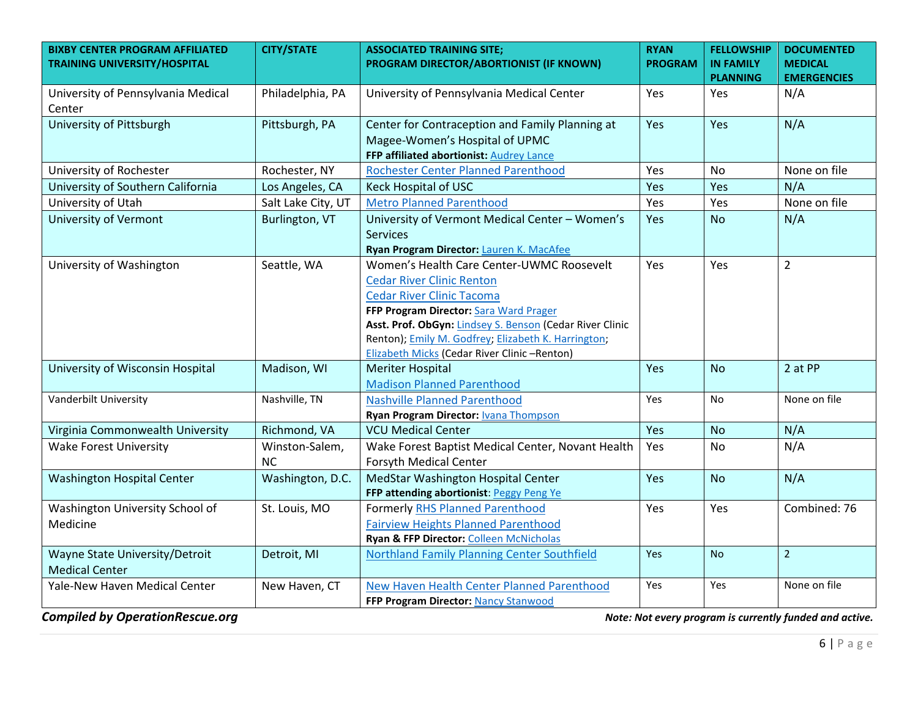| BIXBY CENTER PROGRAM AFFILIATED TRAINING UNIVERSITY/HOSPITAL | CITY/STATE | ASSOCIATED TRAINING SITE; PROGRAM DIRECTOR/ABORTIONIST (IF KNOWN) | RYAN PROGRAM | FELLOWSHIP IN FAMILY PLANNING | DOCUMENTED MEDICAL EMERGENCIES |
|---|---|---|---|---|---|
| University of Pennsylvania Medical Center | Philadelphia, PA | University of Pennsylvania Medical Center | Yes | Yes | N/A |
| University of Pittsburgh | Pittsburgh, PA | Center for Contraception and Family Planning at Magee-Women's Hospital of UPMC<br>**FFP affiliated abortionist:** Audrey Lance | Yes | Yes | N/A |
| University of Rochester | Rochester, NY | Rochester Center Planned Parenthood | Yes | No | None on file |
| University of Southern California | Los Angeles, CA | Keck Hospital of USC | Yes | Yes | N/A |
| University of Utah | Salt Lake City, UT | Metro Planned Parenthood | Yes | Yes | None on file |
| University of Vermont | Burlington, VT | University of Vermont Medical Center – Women's Services<br>**Ryan Program Director:** Lauren K. MacAfee | Yes | No | N/A |
| University of Washington | Seattle, WA | Women's Health Care Center-UWMC Roosevelt<br>Cedar River Clinic Renton<br>Cedar River Clinic Tacoma<br>**FFP Program Director:** Sara Ward Prager<br>**Asst. Prof. ObGyn:** Lindsey S. Benson (Cedar River Clinic Renton); Emily M. Godfrey; Elizabeth K. Harrington; Elizabeth Micks (Cedar River Clinic –Renton) | Yes | Yes | 2 |
| University of Wisconsin Hospital | Madison, WI | Meriter Hospital<br>Madison Planned Parenthood | Yes | No | 2 at PP |
| Vanderbilt University | Nashville, TN | Nashville Planned Parenthood<br>**Ryan Program Director:** Ivana Thompson | Yes | No | None on file |
| Virginia Commonwealth University | Richmond, VA | VCU Medical Center | Yes | No | N/A |
| Wake Forest University | Winston-Salem, NC | Wake Forest Baptist Medical Center, Novant Health Forsyth Medical Center | Yes | No | N/A |
| Washington Hospital Center | Washington, D.C. | MedStar Washington Hospital Center<br>**FFP attending abortionist**: Peggy Peng Ye | Yes | No | N/A |
| Washington University School of Medicine | St. Louis, MO | Formerly RHS Planned Parenthood<br>Fairview Heights Planned Parenthood<br>**Ryan & FFP Director:** Colleen McNicholas | Yes | Yes | Combined: 76 |
| Wayne State University/Detroit Medical Center | Detroit, MI | Northland Family Planning Center Southfield | Yes | No | 2 |
| Yale-New Haven Medical Center | New Haven, CT | New Haven Health Center Planned Parenthood<br>**FFP Program Director:** Nancy Stanwood | Yes | Yes | None on file |

***Compiled by OperationRescue.org***

***Note: Not every program is currently funded and active.***